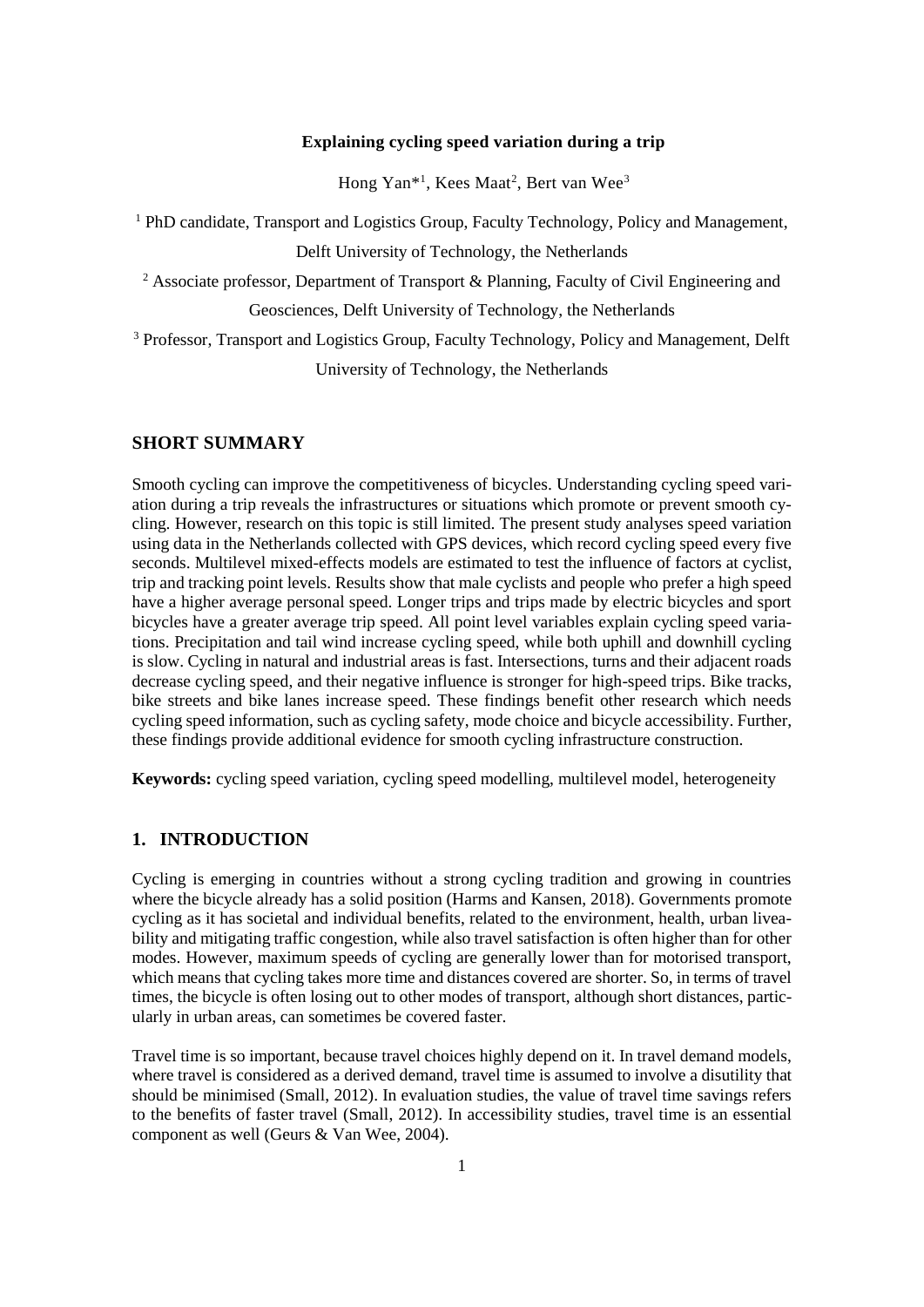**Explaining cycling speed variation during a trip**

Hong Yan*[1], Kees Maat[2], Bert van Wee[3]

[1] PhD candidate, Transport and Logistics Group, Faculty Technology, Policy and Management, Delft University of Technology, the Netherlands

[2] Associate professor, Department of Transport & Planning, Faculty of Civil Engineering and Geosciences, Delft University of Technology, the Netherlands

[3] Professor, Transport and Logistics Group, Faculty Technology, Policy and Management, Delft University of Technology, the Netherlands

## SHORT SUMMARY

Smooth cycling can improve the competitiveness of bicycles. Understanding cycling speed variation during a trip reveals the infrastructures or situations which promote or prevent smooth cycling. However, research on this topic is still limited. The present study analyses speed variation using data in the Netherlands collected with GPS devices, which record cycling speed every five seconds. Multilevel mixed-effects models are estimated to test the influence of factors at cyclist, trip and tracking point levels. Results show that male cyclists and people who prefer a high speed have a higher average personal speed. Longer trips and trips made by electric bicycles and sport bicycles have a greater average trip speed. All point level variables explain cycling speed variations. Precipitation and tail wind increase cycling speed, while both uphill and downhill cycling is slow. Cycling in natural and industrial areas is fast. Intersections, turns and their adjacent roads decrease cycling speed, and their negative influence is stronger for high-speed trips. Bike tracks, bike streets and bike lanes increase speed. These findings benefit other research which needs cycling speed information, such as cycling safety, mode choice and bicycle accessibility. Further, these findings provide additional evidence for smooth cycling infrastructure construction.

**Keywords:** cycling speed variation, cycling speed modelling, multilevel model, heterogeneity

## 1. INTRODUCTION

Cycling is emerging in countries without a strong cycling tradition and growing in countries where the bicycle already has a solid position (Harms and Kansen, 2018). Governments promote cycling as it has societal and individual benefits, related to the environment, health, urban liveability and mitigating traffic congestion, while also travel satisfaction is often higher than for other modes. However, maximum speeds of cycling are generally lower than for motorised transport, which means that cycling takes more time and distances covered are shorter. So, in terms of travel times, the bicycle is often losing out to other modes of transport, although short distances, particularly in urban areas, can sometimes be covered faster.

Travel time is so important, because travel choices highly depend on it. In travel demand models, where travel is considered as a derived demand, travel time is assumed to involve a disutility that should be minimised (Small, 2012). In evaluation studies, the value of travel time savings refers to the benefits of faster travel (Small, 2012). In accessibility studies, travel time is an essential component as well (Geurs & Van Wee, 2004).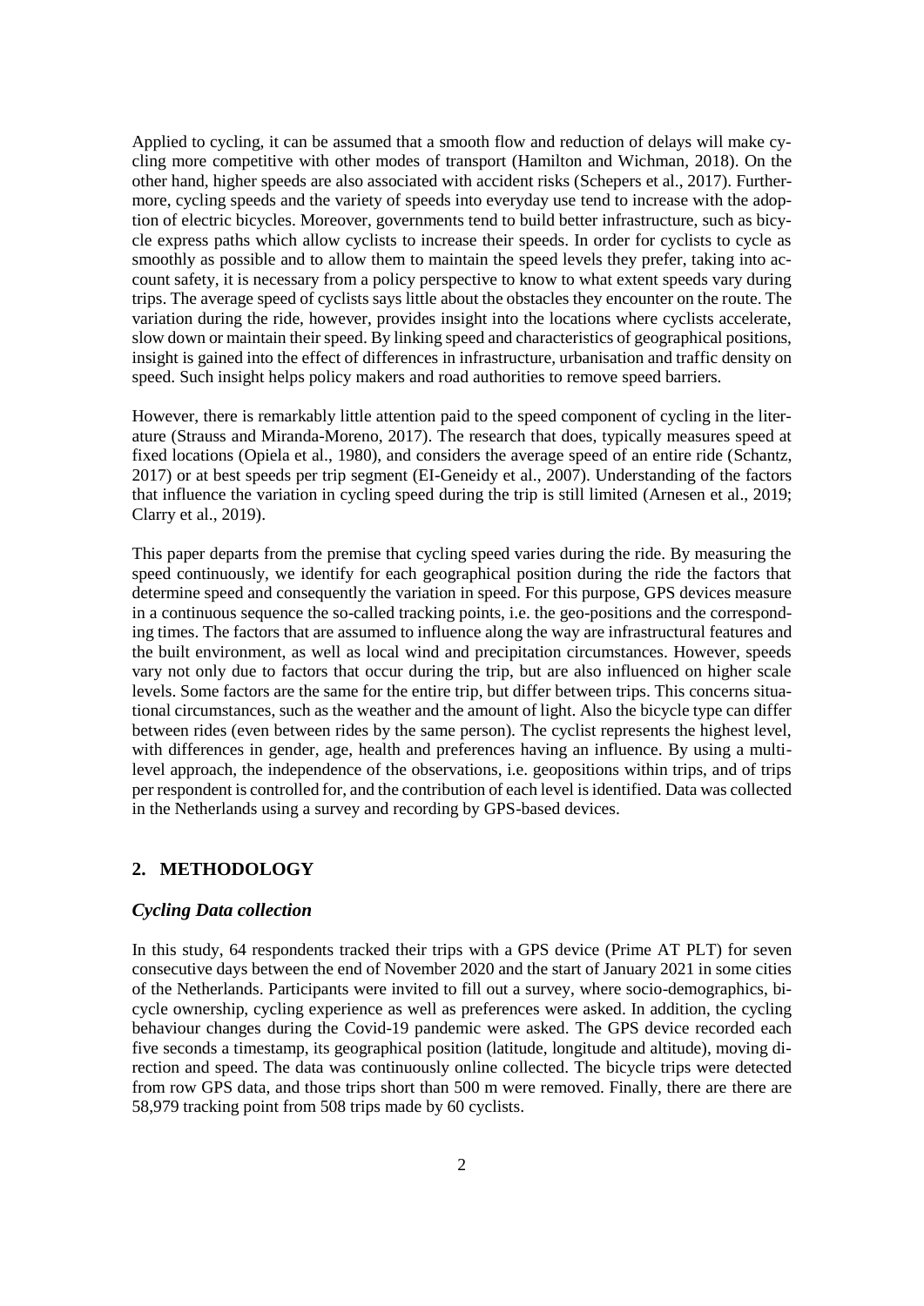Applied to cycling, it can be assumed that a smooth flow and reduction of delays will make cycling more competitive with other modes of transport (Hamilton and Wichman, 2018). On the other hand, higher speeds are also associated with accident risks (Schepers et al., 2017). Furthermore, cycling speeds and the variety of speeds into everyday use tend to increase with the adoption of electric bicycles. Moreover, governments tend to build better infrastructure, such as bicycle express paths which allow cyclists to increase their speeds. In order for cyclists to cycle as smoothly as possible and to allow them to maintain the speed levels they prefer, taking into account safety, it is necessary from a policy perspective to know to what extent speeds vary during trips. The average speed of cyclists says little about the obstacles they encounter on the route. The variation during the ride, however, provides insight into the locations where cyclists accelerate, slow down or maintain their speed. By linking speed and characteristics of geographical positions, insight is gained into the effect of differences in infrastructure, urbanisation and traffic density on speed. Such insight helps policy makers and road authorities to remove speed barriers.

However, there is remarkably little attention paid to the speed component of cycling in the literature (Strauss and Miranda-Moreno, 2017). The research that does, typically measures speed at fixed locations (Opiela et al., 1980), and considers the average speed of an entire ride (Schantz, 2017) or at best speeds per trip segment (EI-Geneidy et al., 2007). Understanding of the factors that influence the variation in cycling speed during the trip is still limited (Arnesen et al., 2019; Clarry et al., 2019).

This paper departs from the premise that cycling speed varies during the ride. By measuring the speed continuously, we identify for each geographical position during the ride the factors that determine speed and consequently the variation in speed. For this purpose, GPS devices measure in a continuous sequence the so-called tracking points, i.e. the geo-positions and the corresponding times. The factors that are assumed to influence along the way are infrastructural features and the built environment, as well as local wind and precipitation circumstances. However, speeds vary not only due to factors that occur during the trip, but are also influenced on higher scale levels. Some factors are the same for the entire trip, but differ between trips. This concerns situational circumstances, such as the weather and the amount of light. Also the bicycle type can differ between rides (even between rides by the same person). The cyclist represents the highest level, with differences in gender, age, health and preferences having an influence. By using a multilevel approach, the independence of the observations, i.e. geopositions within trips, and of trips per respondent is controlled for, and the contribution of each level is identified. Data was collected in the Netherlands using a survey and recording by GPS-based devices.

## 2. METHODOLOGY

### *Cycling Data collection*

In this study, 64 respondents tracked their trips with a GPS device (Prime AT PLT) for seven consecutive days between the end of November 2020 and the start of January 2021 in some cities of the Netherlands. Participants were invited to fill out a survey, where socio-demographics, bicycle ownership, cycling experience as well as preferences were asked. In addition, the cycling behaviour changes during the Covid-19 pandemic were asked. The GPS device recorded each five seconds a timestamp, its geographical position (latitude, longitude and altitude), moving direction and speed. The data was continuously online collected. The bicycle trips were detected from row GPS data, and those trips short than 500 m were removed. Finally, there are there are 58,979 tracking point from 508 trips made by 60 cyclists.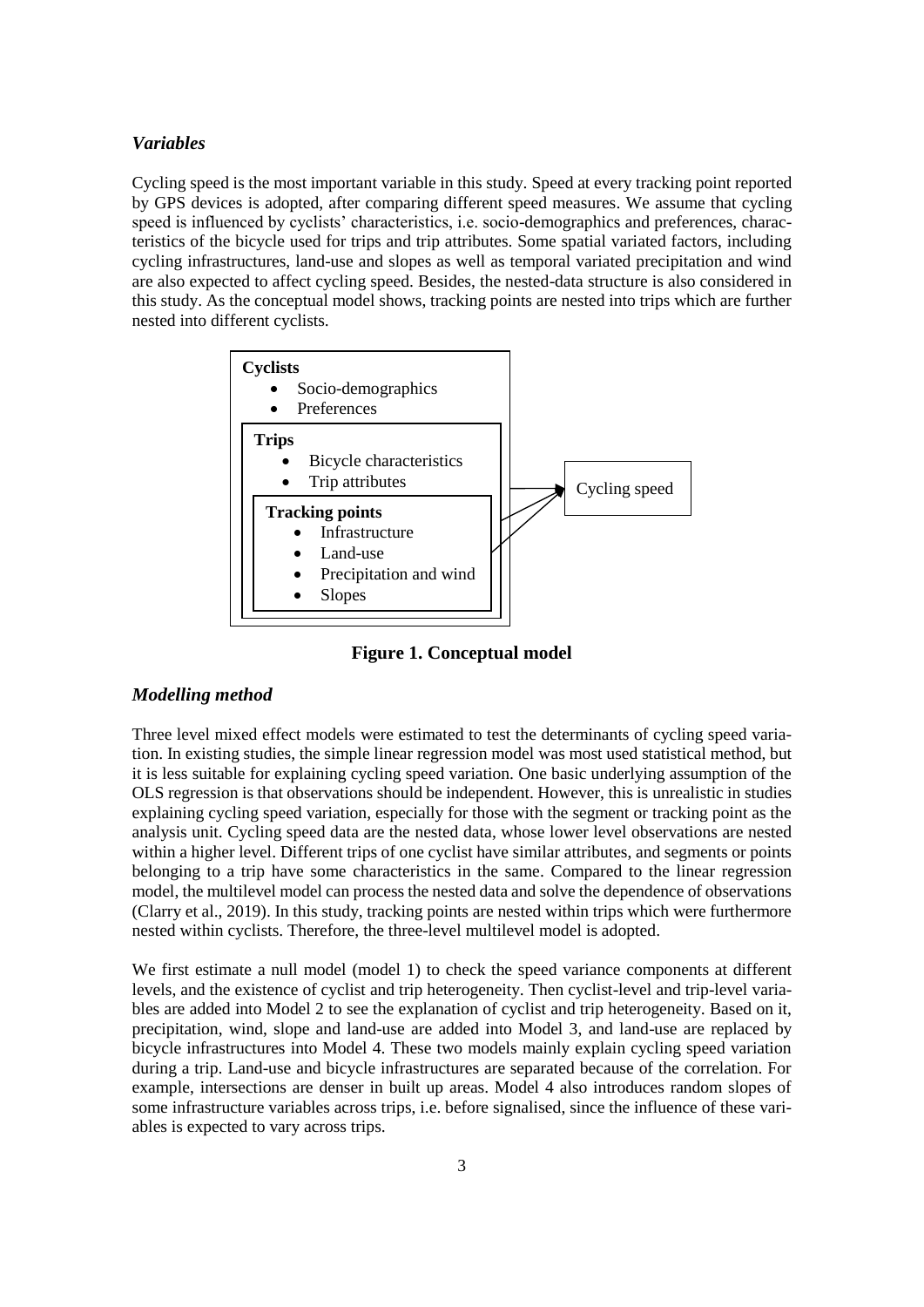### *Variables*

Cycling speed is the most important variable in this study. Speed at every tracking point reported by GPS devices is adopted, after comparing different speed measures. We assume that cycling speed is influenced by cyclists' characteristics, i.e. socio-demographics and preferences, characteristics of the bicycle used for trips and trip attributes. Some spatial variated factors, including cycling infrastructures, land-use and slopes as well as temporal variated precipitation and wind are also expected to affect cycling speed. Besides, the nested-data structure is also considered in this study. As the conceptual model shows, tracking points are nested into trips which are further nested into different cyclists.

**Cyclists**
- Socio-demographics
- Preferences

**Trips**
- Bicycle characteristics
- Trip attributes

**Tracking points**
- Infrastructure
- Land-use
- Precipitation and wind
- Slopes

→ Cycling speed

**Figure 1. Conceptual model**

### *Modelling method*

Three level mixed effect models were estimated to test the determinants of cycling speed variation. In existing studies, the simple linear regression model was most used statistical method, but it is less suitable for explaining cycling speed variation. One basic underlying assumption of the OLS regression is that observations should be independent. However, this is unrealistic in studies explaining cycling speed variation, especially for those with the segment or tracking point as the analysis unit. Cycling speed data are the nested data, whose lower level observations are nested within a higher level. Different trips of one cyclist have similar attributes, and segments or points belonging to a trip have some characteristics in the same. Compared to the linear regression model, the multilevel model can process the nested data and solve the dependence of observations (Clarry et al., 2019). In this study, tracking points are nested within trips which were furthermore nested within cyclists. Therefore, the three-level multilevel model is adopted.

We first estimate a null model (model 1) to check the speed variance components at different levels, and the existence of cyclist and trip heterogeneity. Then cyclist-level and trip-level variables are added into Model 2 to see the explanation of cyclist and trip heterogeneity. Based on it, precipitation, wind, slope and land-use are added into Model 3, and land-use are replaced by bicycle infrastructures into Model 4. These two models mainly explain cycling speed variation during a trip. Land-use and bicycle infrastructures are separated because of the correlation. For example, intersections are denser in built up areas. Model 4 also introduces random slopes of some infrastructure variables across trips, i.e. before signalised, since the influence of these variables is expected to vary across trips.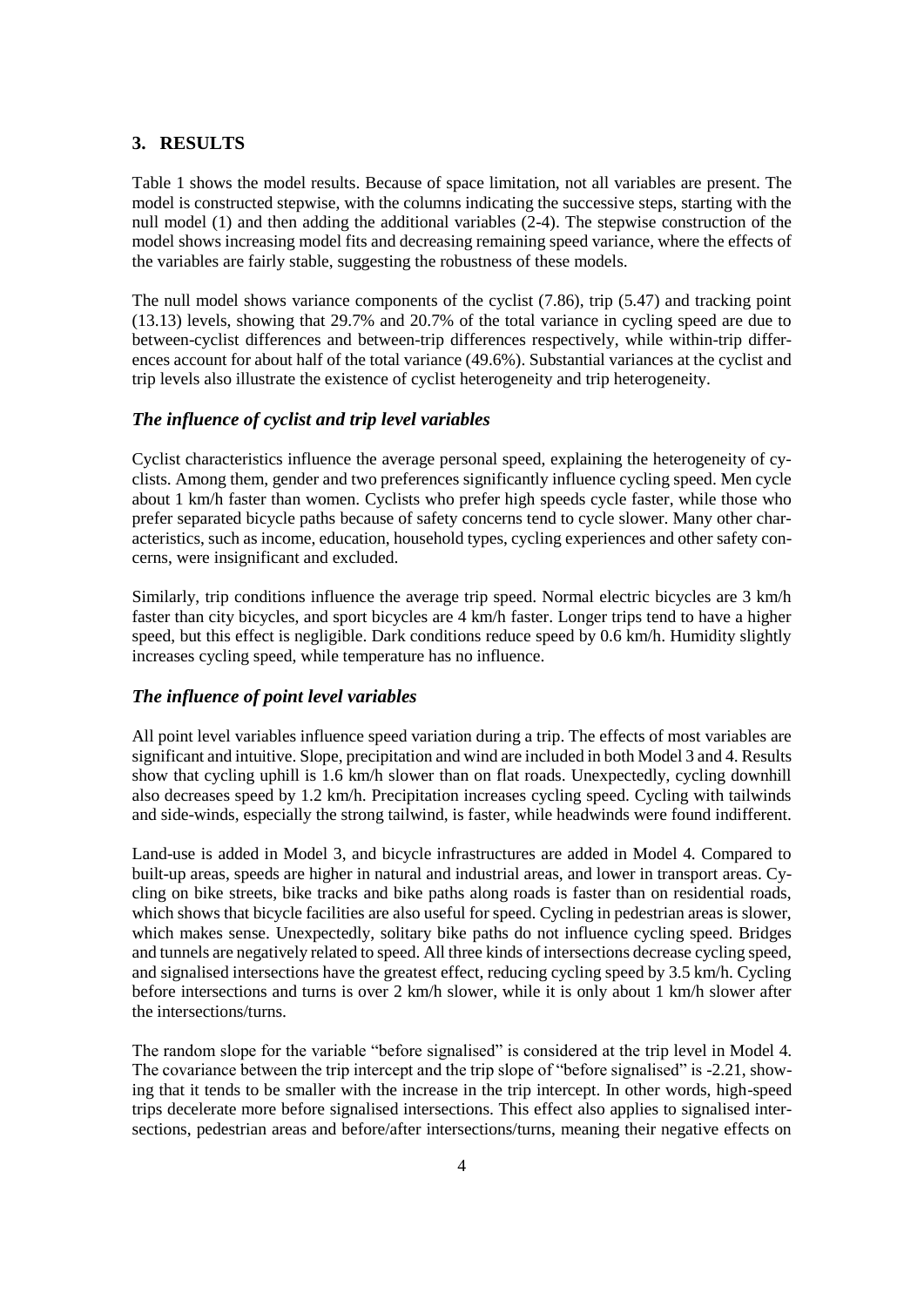## 3. RESULTS

Table 1 shows the model results. Because of space limitation, not all variables are present. The model is constructed stepwise, with the columns indicating the successive steps, starting with the null model (1) and then adding the additional variables (2-4). The stepwise construction of the model shows increasing model fits and decreasing remaining speed variance, where the effects of the variables are fairly stable, suggesting the robustness of these models.

The null model shows variance components of the cyclist (7.86), trip (5.47) and tracking point (13.13) levels, showing that 29.7% and 20.7% of the total variance in cycling speed are due to between-cyclist differences and between-trip differences respectively, while within-trip differences account for about half of the total variance (49.6%). Substantial variances at the cyclist and trip levels also illustrate the existence of cyclist heterogeneity and trip heterogeneity.

### *The influence of cyclist and trip level variables*

Cyclist characteristics influence the average personal speed, explaining the heterogeneity of cyclists. Among them, gender and two preferences significantly influence cycling speed. Men cycle about 1 km/h faster than women. Cyclists who prefer high speeds cycle faster, while those who prefer separated bicycle paths because of safety concerns tend to cycle slower. Many other characteristics, such as income, education, household types, cycling experiences and other safety concerns, were insignificant and excluded.

Similarly, trip conditions influence the average trip speed. Normal electric bicycles are 3 km/h faster than city bicycles, and sport bicycles are 4 km/h faster. Longer trips tend to have a higher speed, but this effect is negligible. Dark conditions reduce speed by 0.6 km/h. Humidity slightly increases cycling speed, while temperature has no influence.

### *The influence of point level variables*

All point level variables influence speed variation during a trip. The effects of most variables are significant and intuitive. Slope, precipitation and wind are included in both Model 3 and 4. Results show that cycling uphill is 1.6 km/h slower than on flat roads. Unexpectedly, cycling downhill also decreases speed by 1.2 km/h. Precipitation increases cycling speed. Cycling with tailwinds and side-winds, especially the strong tailwind, is faster, while headwinds were found indifferent.

Land-use is added in Model 3, and bicycle infrastructures are added in Model 4. Compared to built-up areas, speeds are higher in natural and industrial areas, and lower in transport areas. Cycling on bike streets, bike tracks and bike paths along roads is faster than on residential roads, which shows that bicycle facilities are also useful for speed. Cycling in pedestrian areas is slower, which makes sense. Unexpectedly, solitary bike paths do not influence cycling speed. Bridges and tunnels are negatively related to speed. All three kinds of intersections decrease cycling speed, and signalised intersections have the greatest effect, reducing cycling speed by 3.5 km/h. Cycling before intersections and turns is over 2 km/h slower, while it is only about 1 km/h slower after the intersections/turns.

The random slope for the variable "before signalised" is considered at the trip level in Model 4. The covariance between the trip intercept and the trip slope of "before signalised" is -2.21, showing that it tends to be smaller with the increase in the trip intercept. In other words, high-speed trips decelerate more before signalised intersections. This effect also applies to signalised intersections, pedestrian areas and before/after intersections/turns, meaning their negative effects on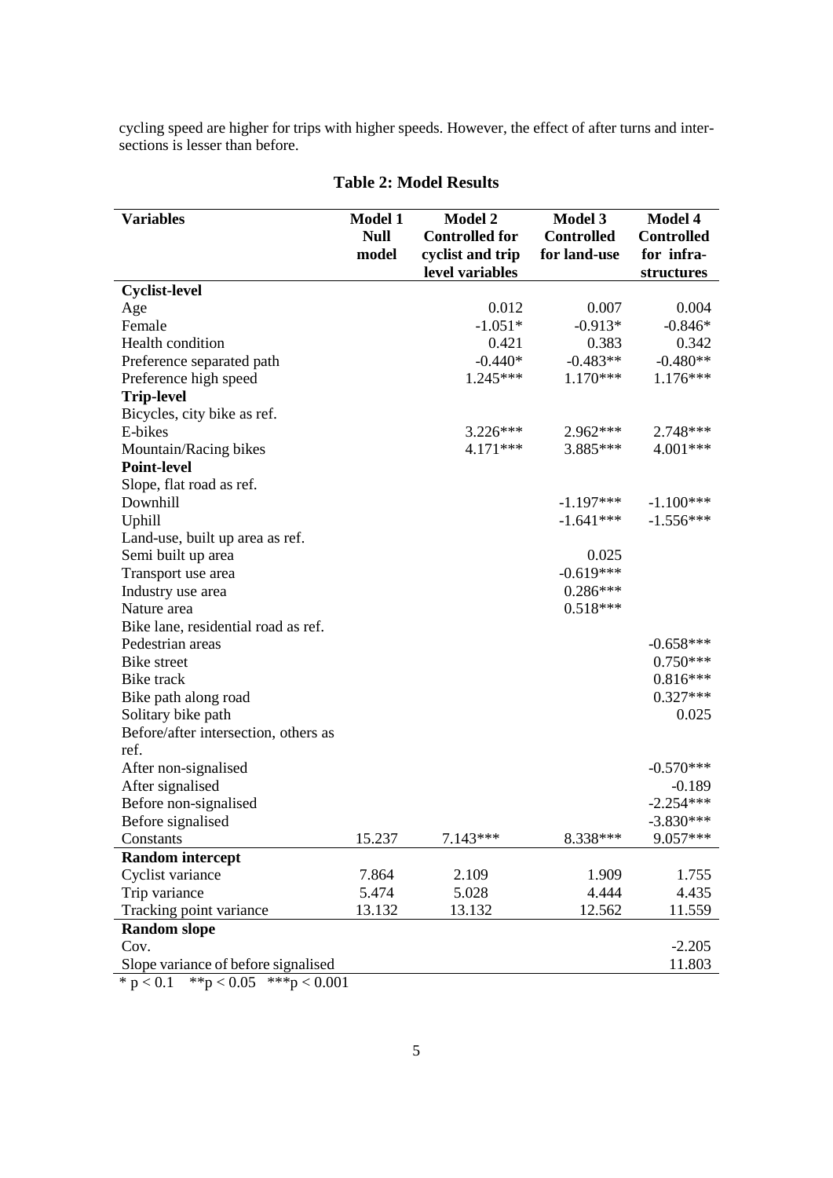cycling speed are higher for trips with higher speeds. However, the effect of after turns and intersections is lesser than before.

**Table 2: Model Results**

| Variables | Model 1 Null model | Model 2 Controlled for cyclist and trip level variables | Model 3 Controlled for land-use | Model 4 Controlled for infra-structures |
|---|---|---|---|---|
| **Cyclist-level** | | | | |
| Age | | 0.012 | 0.007 | 0.004 |
| Female | | -1.051* | -0.913* | -0.846* |
| Health condition | | 0.421 | 0.383 | 0.342 |
| Preference separated path | | -0.440* | -0.483** | -0.480** |
| Preference high speed | | 1.245*** | 1.170*** | 1.176*** |
| **Trip-level** | | | | |
| Bicycles, city bike as ref. | | | | |
| E-bikes | | 3.226*** | 2.962*** | 2.748*** |
| Mountain/Racing bikes | | 4.171*** | 3.885*** | 4.001*** |
| **Point-level** | | | | |
| Slope, flat road as ref. | | | | |
| Downhill | | | -1.197*** | -1.100*** |
| Uphill | | | -1.641*** | -1.556*** |
| Land-use, built up area as ref. | | | | |
| Semi built up area | | | 0.025 | |
| Transport use area | | | -0.619*** | |
| Industry use area | | | 0.286*** | |
| Nature area | | | 0.518*** | |
| Bike lane, residential road as ref. | | | | |
| Pedestrian areas | | | | -0.658*** |
| Bike street | | | | 0.750*** |
| Bike track | | | | 0.816*** |
| Bike path along road | | | | 0.327*** |
| Solitary bike path | | | | 0.025 |
| Before/after intersection, others as ref. | | | | |
| After non-signalised | | | | -0.570*** |
| After signalised | | | | -0.189 |
| Before non-signalised | | | | -2.254*** |
| Before signalised | | | | -3.830*** |
| Constants | 15.237 | 7.143*** | 8.338*** | 9.057*** |
| **Random intercept** | | | | |
| Cyclist variance | 7.864 | 2.109 | 1.909 | 1.755 |
| Trip variance | 5.474 | 5.028 | 4.444 | 4.435 |
| Tracking point variance | 13.132 | 13.132 | 12.562 | 11.559 |
| **Random slope** | | | | |
| Cov. | | | | -2.205 |
| Slope variance of before signalised | | | | 11.803 |

* $p < 0.1$ ** $p < 0.05$ *** $p < 0.001$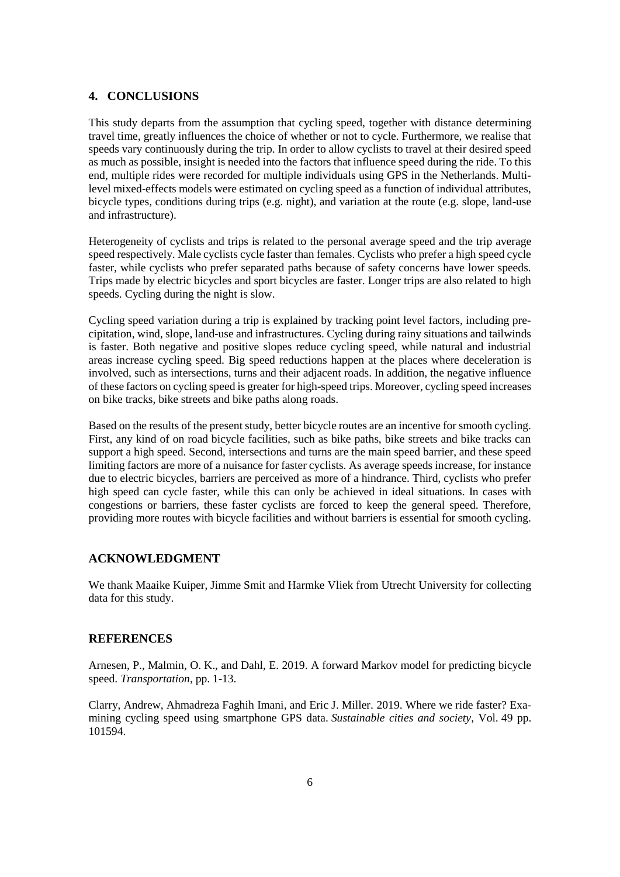## 4. CONCLUSIONS

This study departs from the assumption that cycling speed, together with distance determining travel time, greatly influences the choice of whether or not to cycle. Furthermore, we realise that speeds vary continuously during the trip. In order to allow cyclists to travel at their desired speed as much as possible, insight is needed into the factors that influence speed during the ride. To this end, multiple rides were recorded for multiple individuals using GPS in the Netherlands. Multi-level mixed-effects models were estimated on cycling speed as a function of individual attributes, bicycle types, conditions during trips (e.g. night), and variation at the route (e.g. slope, land-use and infrastructure).

Heterogeneity of cyclists and trips is related to the personal average speed and the trip average speed respectively. Male cyclists cycle faster than females. Cyclists who prefer a high speed cycle faster, while cyclists who prefer separated paths because of safety concerns have lower speeds. Trips made by electric bicycles and sport bicycles are faster. Longer trips are also related to high speeds. Cycling during the night is slow.

Cycling speed variation during a trip is explained by tracking point level factors, including precipitation, wind, slope, land-use and infrastructures. Cycling during rainy situations and tailwinds is faster. Both negative and positive slopes reduce cycling speed, while natural and industrial areas increase cycling speed. Big speed reductions happen at the places where deceleration is involved, such as intersections, turns and their adjacent roads. In addition, the negative influence of these factors on cycling speed is greater for high-speed trips. Moreover, cycling speed increases on bike tracks, bike streets and bike paths along roads.

Based on the results of the present study, better bicycle routes are an incentive for smooth cycling. First, any kind of on road bicycle facilities, such as bike paths, bike streets and bike tracks can support a high speed. Second, intersections and turns are the main speed barrier, and these speed limiting factors are more of a nuisance for faster cyclists. As average speeds increase, for instance due to electric bicycles, barriers are perceived as more of a hindrance. Third, cyclists who prefer high speed can cycle faster, while this can only be achieved in ideal situations. In cases with congestions or barriers, these faster cyclists are forced to keep the general speed. Therefore, providing more routes with bicycle facilities and without barriers is essential for smooth cycling.

## ACKNOWLEDGMENT

We thank Maaike Kuiper, Jimme Smit and Harmke Vliek from Utrecht University for collecting data for this study.

## REFERENCES

Arnesen, P., Malmin, O. K., and Dahl, E. 2019. A forward Markov model for predicting bicycle speed. *Transportation*, pp. 1-13.

Clarry, Andrew, Ahmadreza Faghih Imani, and Eric J. Miller. 2019. Where we ride faster? Examining cycling speed using smartphone GPS data. *Sustainable cities and society*, Vol. 49 pp. 101594.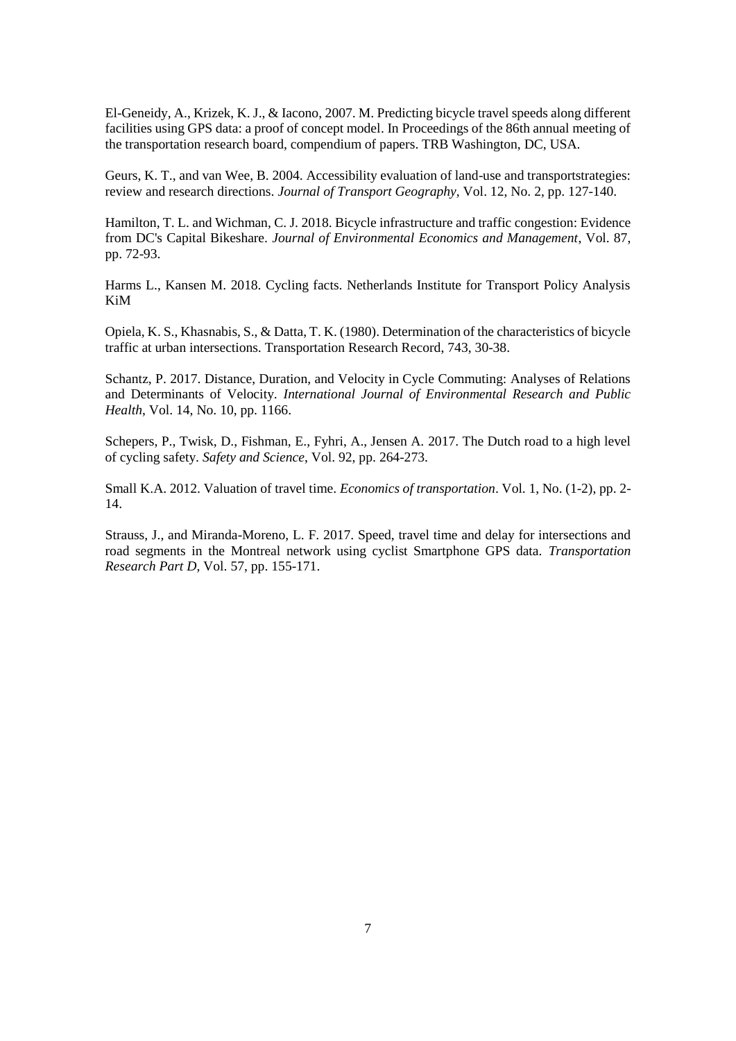El-Geneidy, A., Krizek, K. J., & Iacono, 2007. M. Predicting bicycle travel speeds along different facilities using GPS data: a proof of concept model. In Proceedings of the 86th annual meeting of the transportation research board, compendium of papers. TRB Washington, DC, USA.

Geurs, K. T., and van Wee, B. 2004. Accessibility evaluation of land-use and transportstrategies: review and research directions. *Journal of Transport Geography*, Vol. 12, No. 2, pp. 127-140.

Hamilton, T. L. and Wichman, C. J. 2018. Bicycle infrastructure and traffic congestion: Evidence from DC's Capital Bikeshare. *Journal of Environmental Economics and Management*, Vol. 87, pp. 72-93.

Harms L., Kansen M. 2018. Cycling facts. Netherlands Institute for Transport Policy Analysis KiM

Opiela, K. S., Khasnabis, S., & Datta, T. K. (1980). Determination of the characteristics of bicycle traffic at urban intersections. Transportation Research Record, 743, 30-38.

Schantz, P. 2017. Distance, Duration, and Velocity in Cycle Commuting: Analyses of Relations and Determinants of Velocity. *International Journal of Environmental Research and Public Health*, Vol. 14, No. 10, pp. 1166.

Schepers, P., Twisk, D., Fishman, E., Fyhri, A., Jensen A. 2017. The Dutch road to a high level of cycling safety. *Safety and Science*, Vol. 92, pp. 264-273.

Small K.A. 2012. Valuation of travel time. *Economics of transportation*. Vol. 1, No. (1-2), pp. 2-14.

Strauss, J., and Miranda-Moreno, L. F. 2017. Speed, travel time and delay for intersections and road segments in the Montreal network using cyclist Smartphone GPS data. *Transportation Research Part D*, Vol. 57, pp. 155-171.